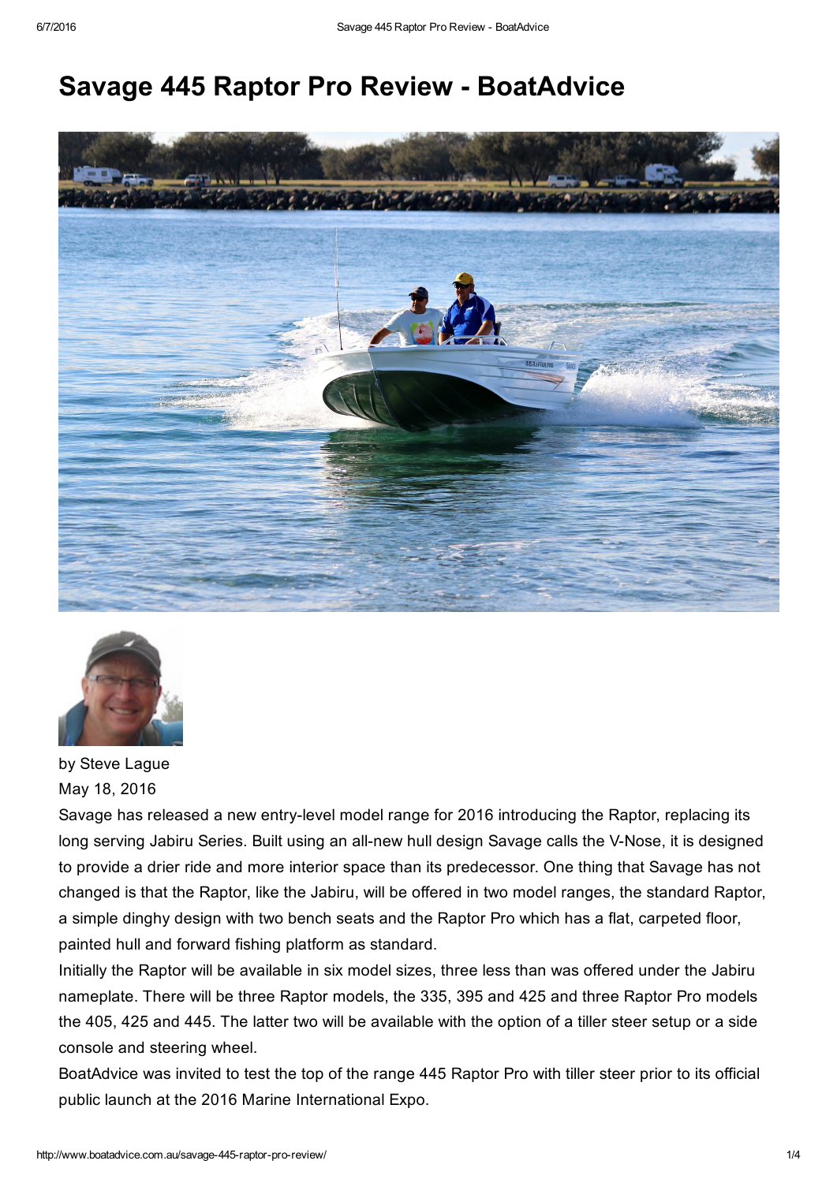# Savage 445 Raptor Pro Review - BoatAdvice

by Steve Lague
May 18, 2016

Savage has released a new entry-level model range for 2016 introducing the Raptor, replacing its long serving Jabiru Series. Built using an all-new hull design Savage calls the V-Nose, it is designed to provide a drier ride and more interior space than its predecessor. One thing that Savage has not changed is that the Raptor, like the Jabiru, will be offered in two model ranges, the standard Raptor, a simple dinghy design with two bench seats and the Raptor Pro which has a flat, carpeted floor, painted hull and forward fishing platform as standard.

Initially the Raptor will be available in six model sizes, three less than was offered under the Jabiru nameplate. There will be three Raptor models, the 335, 395 and 425 and three Raptor Pro models the 405, 425 and 445. The latter two will be available with the option of a tiller steer setup or a side console and steering wheel.

BoatAdvice was invited to test the top of the range 445 Raptor Pro with tiller steer prior to its official public launch at the 2016 Marine International Expo.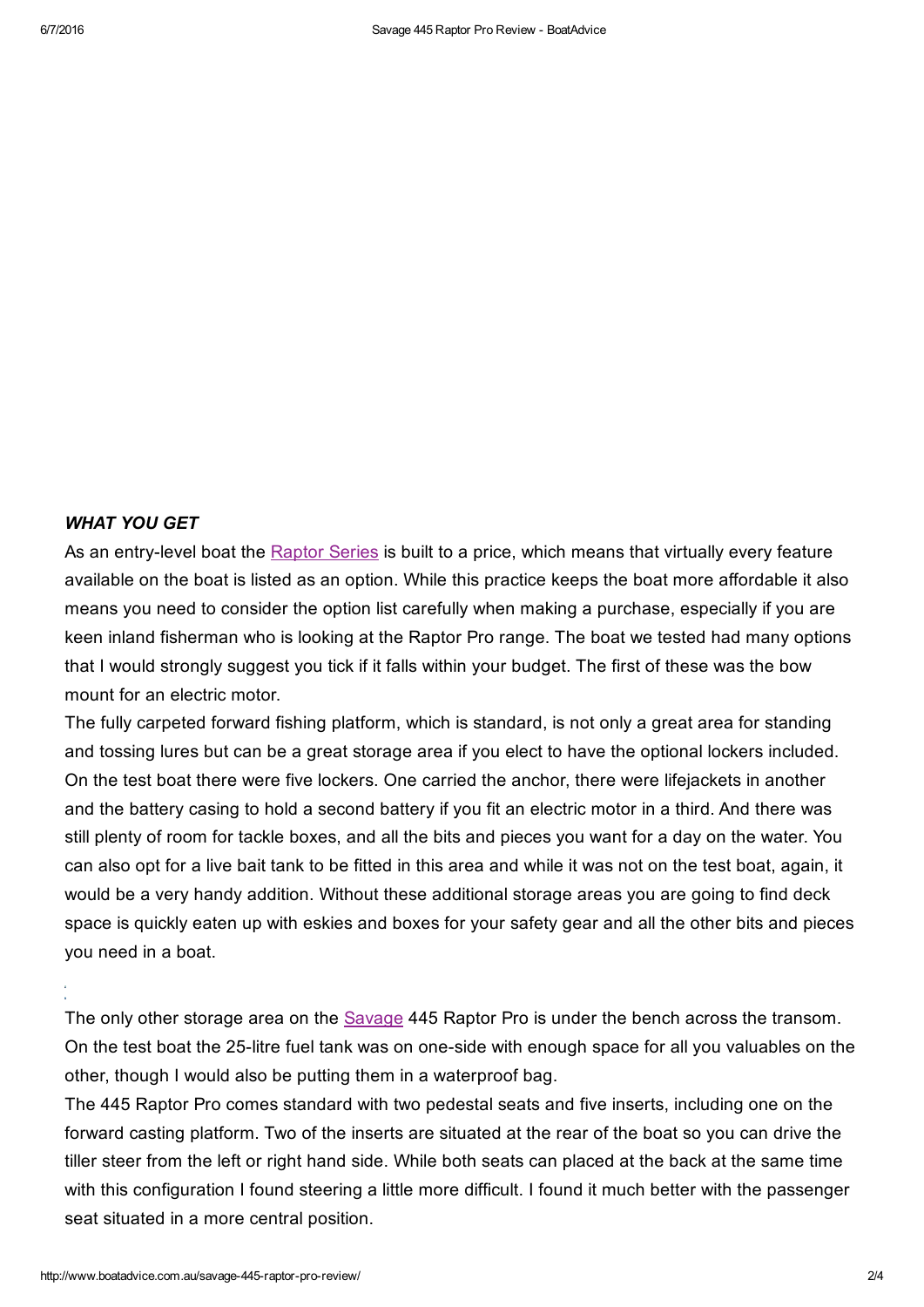***WHAT YOU GET***

As an entry-level boat the Raptor Series is built to a price, which means that virtually every feature available on the boat is listed as an option. While this practice keeps the boat more affordable it also means you need to consider the option list carefully when making a purchase, especially if you are keen inland fisherman who is looking at the Raptor Pro range. The boat we tested had many options that I would strongly suggest you tick if it falls within your budget. The first of these was the bow mount for an electric motor.

The fully carpeted forward fishing platform, which is standard, is not only a great area for standing and tossing lures but can be a great storage area if you elect to have the optional lockers included. On the test boat there were five lockers. One carried the anchor, there were lifejackets in another and the battery casing to hold a second battery if you fit an electric motor in a third. And there was still plenty of room for tackle boxes, and all the bits and pieces you want for a day on the water. You can also opt for a live bait tank to be fitted in this area and while it was not on the test boat, again, it would be a very handy addition. Without these additional storage areas you are going to find deck space is quickly eaten up with eskies and boxes for your safety gear and all the other bits and pieces you need in a boat.

The only other storage area on the Savage 445 Raptor Pro is under the bench across the transom. On the test boat the 25-litre fuel tank was on one-side with enough space for all you valuables on the other, though I would also be putting them in a waterproof bag.

The 445 Raptor Pro comes standard with two pedestal seats and five inserts, including one on the forward casting platform. Two of the inserts are situated at the rear of the boat so you can drive the tiller steer from the left or right hand side. While both seats can placed at the back at the same time with this configuration I found steering a little more difficult. I found it much better with the passenger seat situated in a more central position.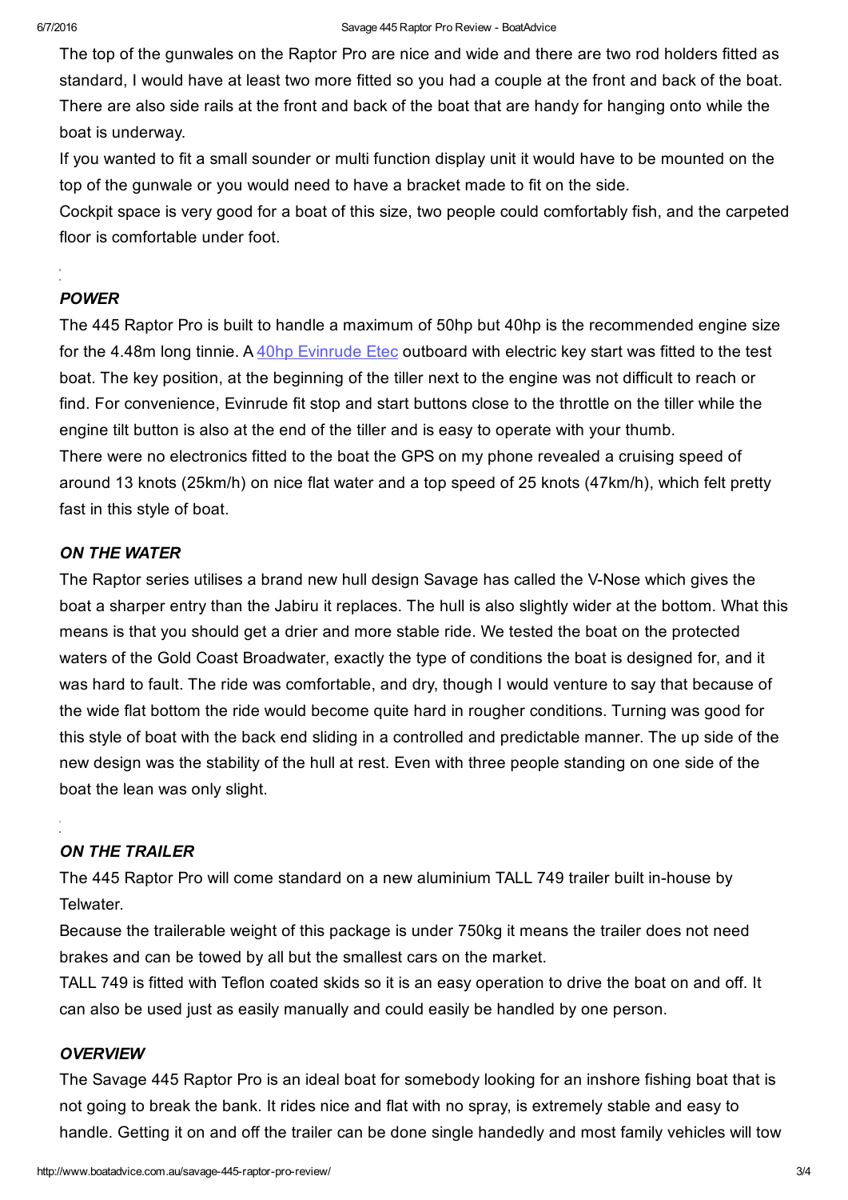The top of the gunwales on the Raptor Pro are nice and wide and there are two rod holders fitted as standard, I would have at least two more fitted so you had a couple at the front and back of the boat. There are also side rails at the front and back of the boat that are handy for hanging onto while the boat is underway.

If you wanted to fit a small sounder or multi function display unit it would have to be mounted on the top of the gunwale or you would need to have a bracket made to fit on the side.

Cockpit space is very good for a boat of this size, two people could comfortably fish, and the carpeted floor is comfortable under foot.

### *POWER*

The 445 Raptor Pro is built to handle a maximum of 50hp but 40hp is the recommended engine size for the 4.48m long tinnie. A [40hp Evinrude Etec](#) outboard with electric key start was fitted to the test boat. The key position, at the beginning of the tiller next to the engine was not difficult to reach or find. For convenience, Evinrude fit stop and start buttons close to the throttle on the tiller while the engine tilt button is also at the end of the tiller and is easy to operate with your thumb.

There were no electronics fitted to the boat the GPS on my phone revealed a cruising speed of around 13 knots (25km/h) on nice flat water and a top speed of 25 knots (47km/h), which felt pretty fast in this style of boat.

### *ON THE WATER*

The Raptor series utilises a brand new hull design Savage has called the V-Nose which gives the boat a sharper entry than the Jabiru it replaces. The hull is also slightly wider at the bottom. What this means is that you should get a drier and more stable ride. We tested the boat on the protected waters of the Gold Coast Broadwater, exactly the type of conditions the boat is designed for, and it was hard to fault. The ride was comfortable, and dry, though I would venture to say that because of the wide flat bottom the ride would become quite hard in rougher conditions. Turning was good for this style of boat with the back end sliding in a controlled and predictable manner. The up side of the new design was the stability of the hull at rest. Even with three people standing on one side of the boat the lean was only slight.

### *ON THE TRAILER*

The 445 Raptor Pro will come standard on a new aluminium TALL 749 trailer built in-house by Telwater.

Because the trailerable weight of this package is under 750kg it means the trailer does not need brakes and can be towed by all but the smallest cars on the market.

TALL 749 is fitted with Teflon coated skids so it is an easy operation to drive the boat on and off. It can also be used just as easily manually and could easily be handled by one person.

### *OVERVIEW*

The Savage 445 Raptor Pro is an ideal boat for somebody looking for an inshore fishing boat that is not going to break the bank. It rides nice and flat with no spray, is extremely stable and easy to handle. Getting it on and off the trailer can be done single handedly and most family vehicles will tow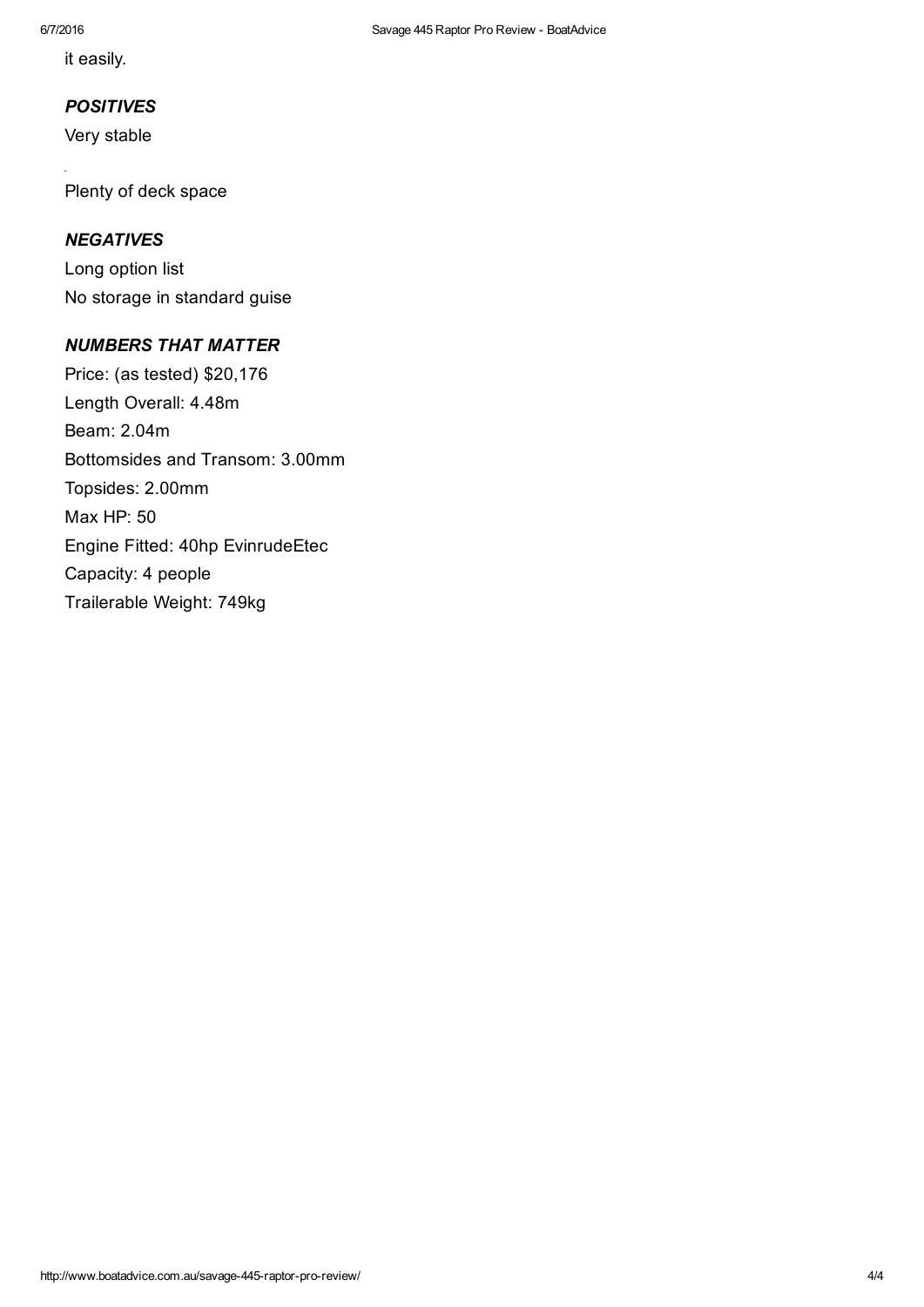it easily.

### *POSITIVES*

Very stable

Plenty of deck space

### *NEGATIVES*

Long option list

No storage in standard guise

### *NUMBERS THAT MATTER*

Price: (as tested) $20,176

Length Overall: 4.48m

Beam: 2.04m

Bottomsides and Transom: 3.00mm

Topsides: 2.00mm

Max HP: 50

Engine Fitted: 40hp EvinrudeEtec

Capacity: 4 people

Trailerable Weight: 749kg